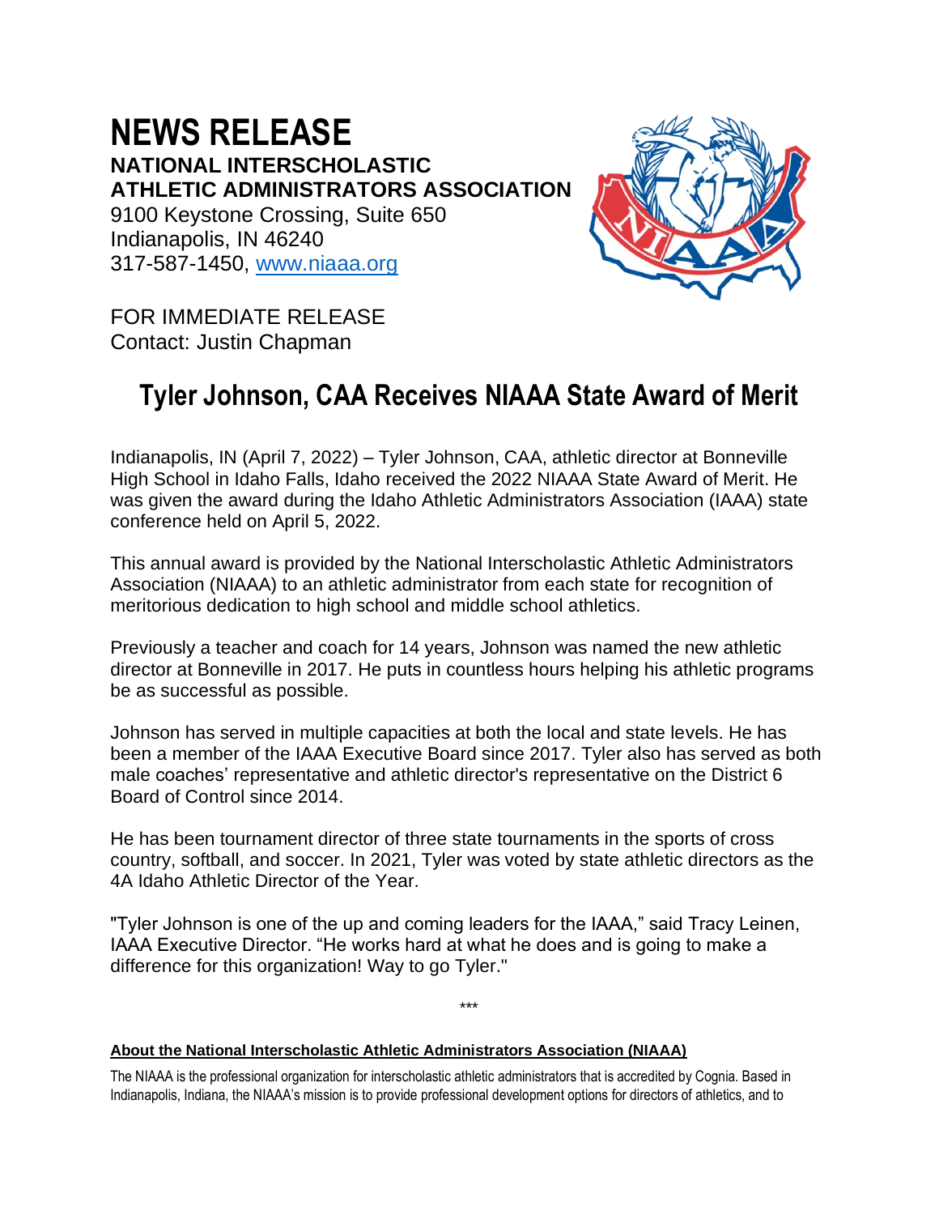# NEWS RELEASE

**NATIONAL INTERSCHOLASTIC ATHLETIC ADMINISTRATORS ASSOCIATION**
9100 Keystone Crossing, Suite 650
Indianapolis, IN 46240
317-587-1450, [www.niaaa.org](http://www.niaaa.org)

FOR IMMEDIATE RELEASE
Contact: Justin Chapman

## Tyler Johnson, CAA Receives NIAAA State Award of Merit

Indianapolis, IN (April 7, 2022) – Tyler Johnson, CAA, athletic director at Bonneville High School in Idaho Falls, Idaho received the 2022 NIAAA State Award of Merit. He was given the award during the Idaho Athletic Administrators Association (IAAA) state conference held on April 5, 2022.

This annual award is provided by the National Interscholastic Athletic Administrators Association (NIAAA) to an athletic administrator from each state for recognition of meritorious dedication to high school and middle school athletics.

Previously a teacher and coach for 14 years, Johnson was named the new athletic director at Bonneville in 2017. He puts in countless hours helping his athletic programs be as successful as possible.

Johnson has served in multiple capacities at both the local and state levels. He has been a member of the IAAA Executive Board since 2017. Tyler also has served as both male coaches' representative and athletic director's representative on the District 6 Board of Control since 2014.

He has been tournament director of three state tournaments in the sports of cross country, softball, and soccer. In 2021, Tyler was voted by state athletic directors as the 4A Idaho Athletic Director of the Year.

"Tyler Johnson is one of the up and coming leaders for the IAAA," said Tracy Leinen, IAAA Executive Director. "He works hard at what he does and is going to make a difference for this organization! Way to go Tyler."

***

**About the National Interscholastic Athletic Administrators Association (NIAAA)**

The NIAAA is the professional organization for interscholastic athletic administrators that is accredited by Cognia. Based in Indianapolis, Indiana, the NIAAA's mission is to provide professional development options for directors of athletics, and to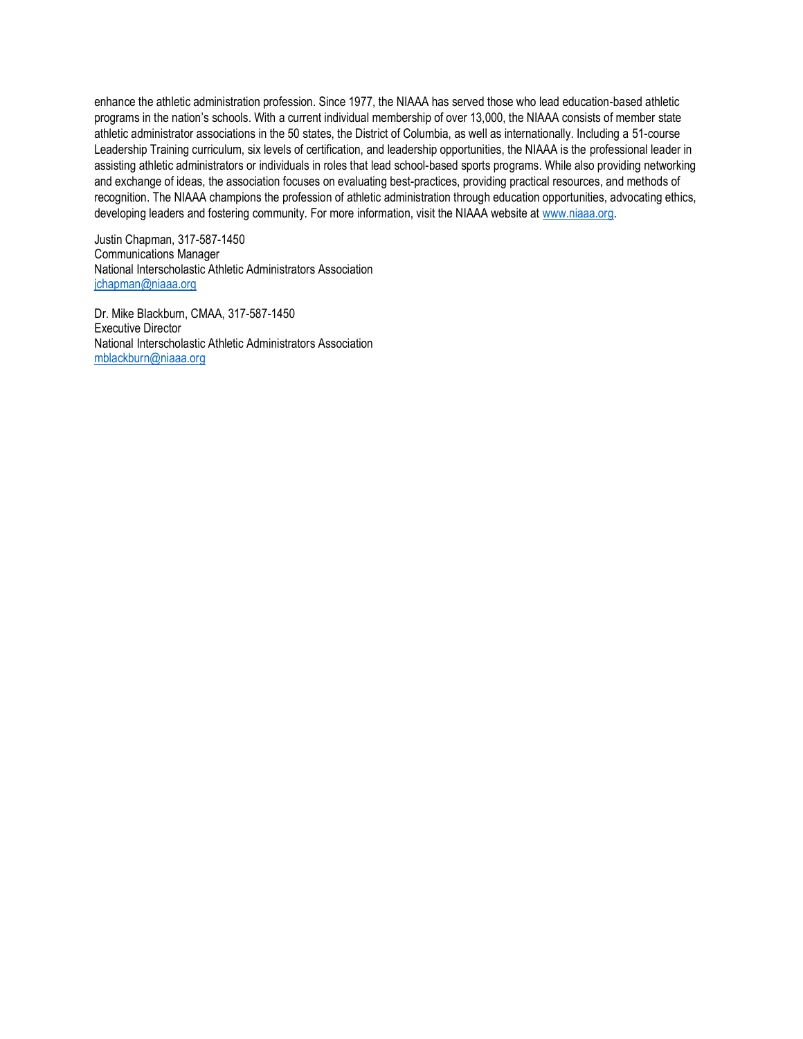enhance the athletic administration profession. Since 1977, the NIAAA has served those who lead education-based athletic programs in the nation's schools. With a current individual membership of over 13,000, the NIAAA consists of member state athletic administrator associations in the 50 states, the District of Columbia, as well as internationally. Including a 51-course Leadership Training curriculum, six levels of certification, and leadership opportunities, the NIAAA is the professional leader in assisting athletic administrators or individuals in roles that lead school-based sports programs. While also providing networking and exchange of ideas, the association focuses on evaluating best-practices, providing practical resources, and methods of recognition. The NIAAA champions the profession of athletic administration through education opportunities, advocating ethics, developing leaders and fostering community. For more information, visit the NIAAA website at [www.niaaa.org](http://www.niaaa.org).

Justin Chapman, 317-587-1450
Communications Manager
National Interscholastic Athletic Administrators Association
[jchapman@niaaa.org](mailto:jchapman@niaaa.org)

Dr. Mike Blackburn, CMAA, 317-587-1450
Executive Director
National Interscholastic Athletic Administrators Association
[mblackburn@niaaa.org](mailto:mblackburn@niaaa.org)